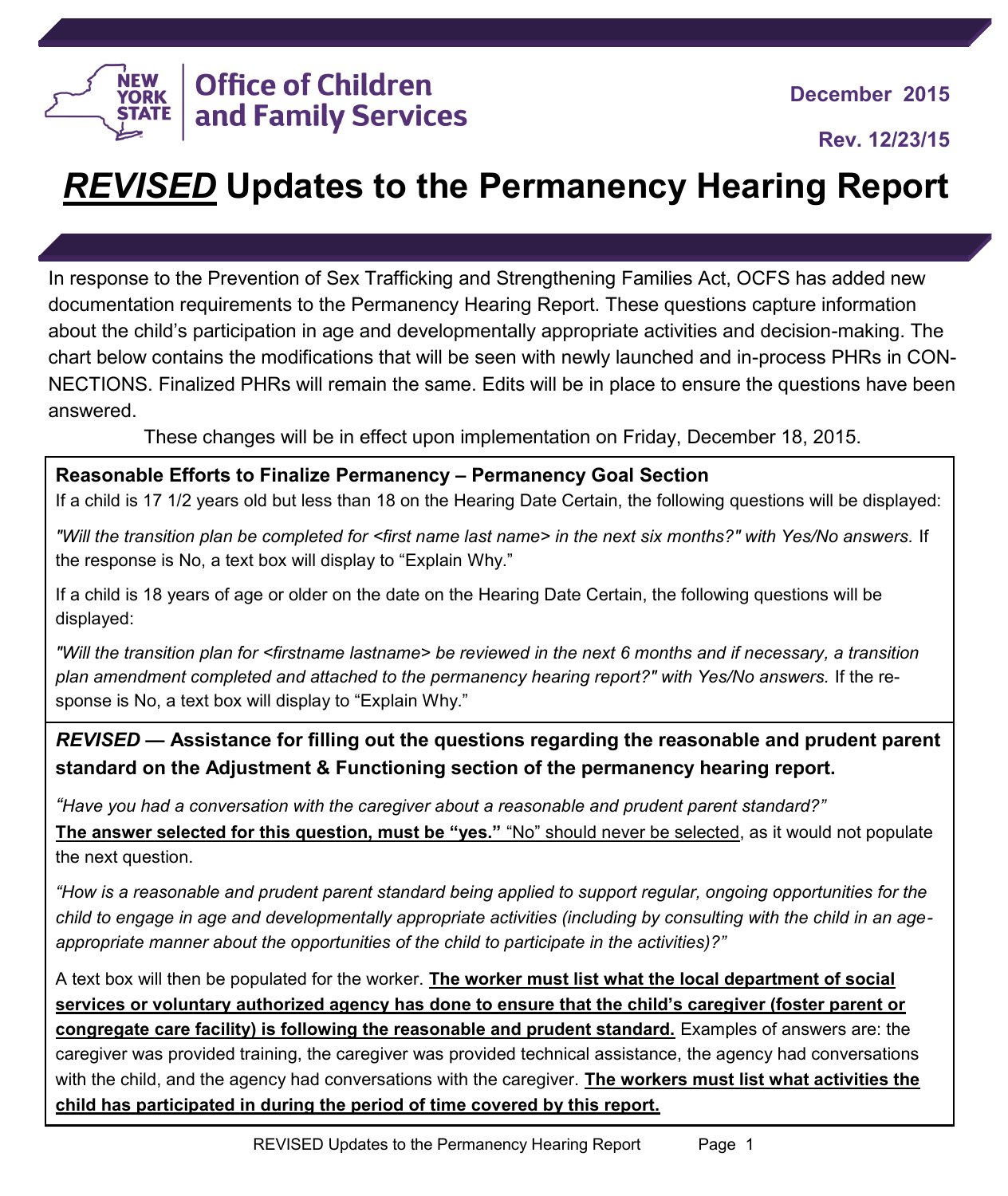Office of Children and Family Services

December 2015

Rev. 12/23/15

# ***REVISED*** Updates to the Permanency Hearing Report

In response to the Prevention of Sex Trafficking and Strengthening Families Act, OCFS has added new documentation requirements to the Permanency Hearing Report. These questions capture information about the child's participation in age and developmentally appropriate activities and decision-making. The chart below contains the modifications that will be seen with newly launched and in-process PHRs in CONNECTIONS. Finalized PHRs will remain the same. Edits will be in place to ensure the questions have been answered.

These changes will be in effect upon implementation on Friday, December 18, 2015.

### Reasonable Efforts to Finalize Permanency – Permanency Goal Section

If a child is 17 1/2 years old but less than 18 on the Hearing Date Certain, the following questions will be displayed:

*"Will the transition plan be completed for <first name last name> in the next six months?" with Yes/No answers.* If the response is No, a text box will display to "Explain Why."

If a child is 18 years of age or older on the date on the Hearing Date Certain, the following questions will be displayed:

*"Will the transition plan for <firstname lastname> be reviewed in the next 6 months and if necessary, a transition plan amendment completed and attached to the permanency hearing report?" with Yes/No answers.* If the response is No, a text box will display to "Explain Why."

### *REVISED* — Assistance for filling out the questions regarding the reasonable and prudent parent standard on the Adjustment & Functioning section of the permanency hearing report.

*"Have you had a conversation with the caregiver about a reasonable and prudent parent standard?"*
<u>**The answer selected for this question, must be "yes."** "No" should never be selected</u>, as it would not populate the next question.

*"How is a reasonable and prudent parent standard being applied to support regular, ongoing opportunities for the child to engage in age and developmentally appropriate activities (including by consulting with the child in an age-appropriate manner about the opportunities of the child to participate in the activities)?"*

A text box will then be populated for the worker. <u>**The worker must list what the local department of social services or voluntary authorized agency has done to ensure that the child's caregiver (foster parent or congregate care facility) is following the reasonable and prudent standard.**</u> Examples of answers are: the caregiver was provided training, the caregiver was provided technical assistance, the agency had conversations with the child, and the agency had conversations with the caregiver. <u>**The workers must list what activities the child has participated in during the period of time covered by this report.**</u>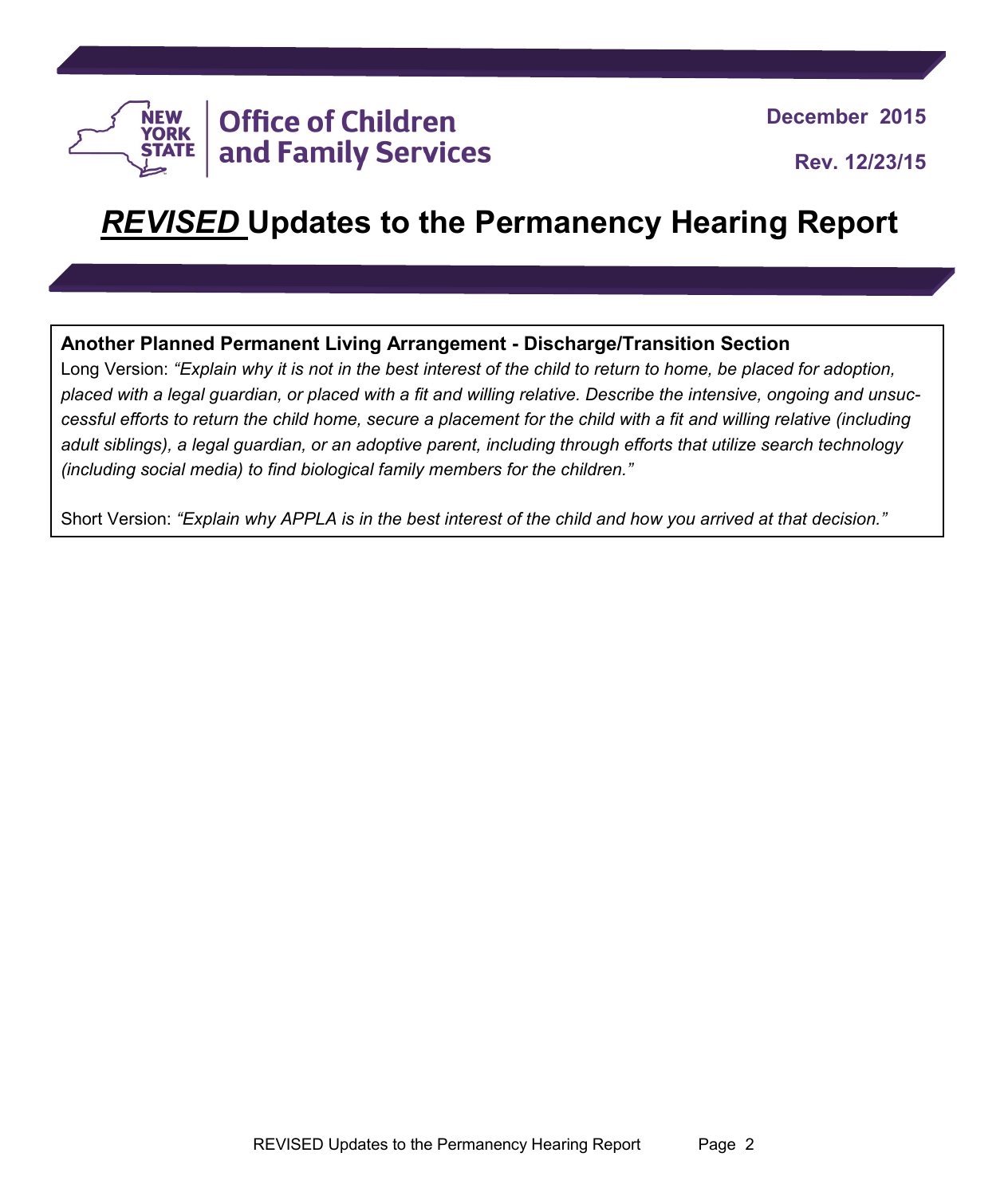December 2015

Rev. 12/23/15

# *REVISED* Updates to the Permanency Hearing Report

**Another Planned Permanent Living Arrangement - Discharge/Transition Section**

Long Version: *"Explain why it is not in the best interest of the child to return to home, be placed for adoption, placed with a legal guardian, or placed with a fit and willing relative. Describe the intensive, ongoing and unsuccessful efforts to return the child home, secure a placement for the child with a fit and willing relative (including adult siblings), a legal guardian, or an adoptive parent, including through efforts that utilize search technology (including social media) to find biological family members for the children."*

Short Version: *"Explain why APPLA is in the best interest of the child and how you arrived at that decision."*